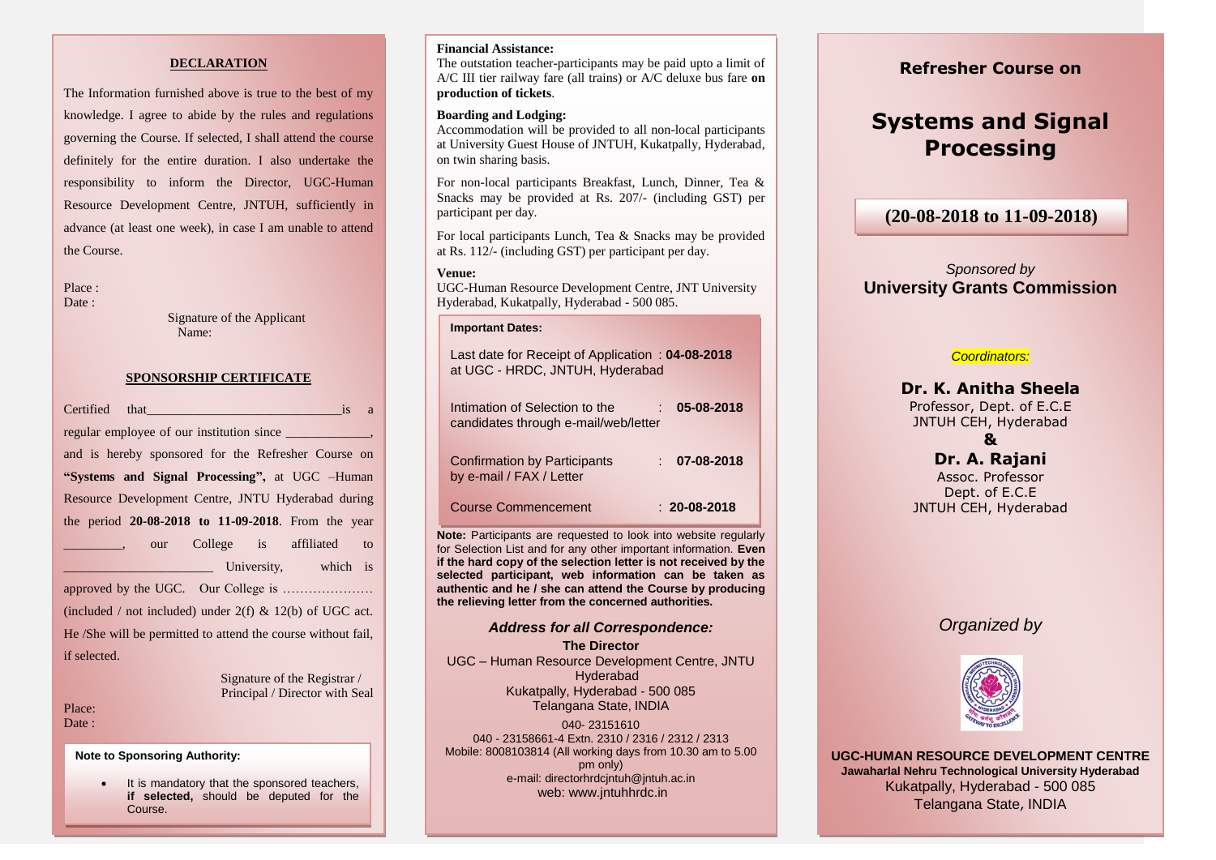## DECLARATION

The Information furnished above is true to the best of my knowledge. I agree to abide by the rules and regulations governing the Course. If selected, I shall attend the course definitely for the entire duration. I also undertake the responsibility to inform the Director, UGC-Human Resource Development Centre, JNTUH, sufficiently in advance (at least one week), in case I am unable to attend the Course.

Place :
Date :

Signature of the Applicant
Name:

## SPONSORSHIP CERTIFICATE

Certified that______________________________is a regular employee of our institution since _____________, and is hereby sponsored for the Refresher Course on **"Systems and Signal Processing",** at UGC –Human Resource Development Centre, JNTU Hyderabad during the period **20-08-2018 to 11-09-2018**. From the year ________, our College is affiliated to ______________________ University, which is approved by the UGC. Our College is ………………… (included / not included) under 2(f) & 12(b) of UGC act. He /She will be permitted to attend the course without fail, if selected.

Signature of the Registrar / Principal / Director with Seal

Place:
Date :

**Note to Sponsoring Authority:**

- It is mandatory that the sponsored teachers, **if selected,** should be deputed for the Course.

**Financial Assistance:**
The outstation teacher-participants may be paid upto a limit of A/C III tier railway fare (all trains) or A/C deluxe bus fare **on production of tickets**.

**Boarding and Lodging:**
Accommodation will be provided to all non-local participants at University Guest House of JNTUH, Kukatpally, Hyderabad, on twin sharing basis.

For non-local participants Breakfast, Lunch, Dinner, Tea & Snacks may be provided at Rs. 207/- (including GST) per participant per day.

For local participants Lunch, Tea & Snacks may be provided at Rs. 112/- (including GST) per participant per day.

**Venue:**
UGC-Human Resource Development Centre, JNT University Hyderabad, Kukatpally, Hyderabad - 500 085.

**Important Dates:**

| | | |
|---|---|---|
| Last date for Receipt of Application at UGC - HRDC, JNTUH, Hyderabad | : | **04-08-2018** |
| Intimation of Selection to the candidates through e-mail/web/letter | : | **05-08-2018** |
| Confirmation by Participants by e-mail / FAX / Letter | : | **07-08-2018** |
| Course Commencement | : | **20-08-2018** |

**Note:** Participants are requested to look into website regularly for Selection List and for any other important information. **Even if the hard copy of the selection letter is not received by the selected participant, web information can be taken as authentic and he / she can attend the Course by producing the relieving letter from the concerned authorities.**

***Address for all Correspondence:***

**The Director**
UGC – Human Resource Development Centre, JNTU Hyderabad
Kukatpally, Hyderabad - 500 085
Telangana State, INDIA

040- 23151610
040 - 23158661-4 Extn. 2310 / 2316 / 2312 / 2313
Mobile: 8008103814 (All working days from 10.30 am to 5.00 pm only)
e-mail: directorhrdcjntuh@jntuh.ac.in
web: www.jntuhhrdc.in

**Refresher Course on**

# Systems and Signal Processing

## (20-08-2018 to 11-09-2018)

*Sponsored by*
**University Grants Commission**

*Coordinators:*

**Dr. K. Anitha Sheela**
Professor, Dept. of E.C.E
JNTUH CEH, Hyderabad

**&**

**Dr. A. Rajani**
Assoc. Professor
Dept. of E.C.E
JNTUH CEH, Hyderabad

*Organized by*

**UGC-HUMAN RESOURCE DEVELOPMENT CENTRE**
**Jawaharlal Nehru Technological University Hyderabad**
Kukatpally, Hyderabad - 500 085
Telangana State, INDIA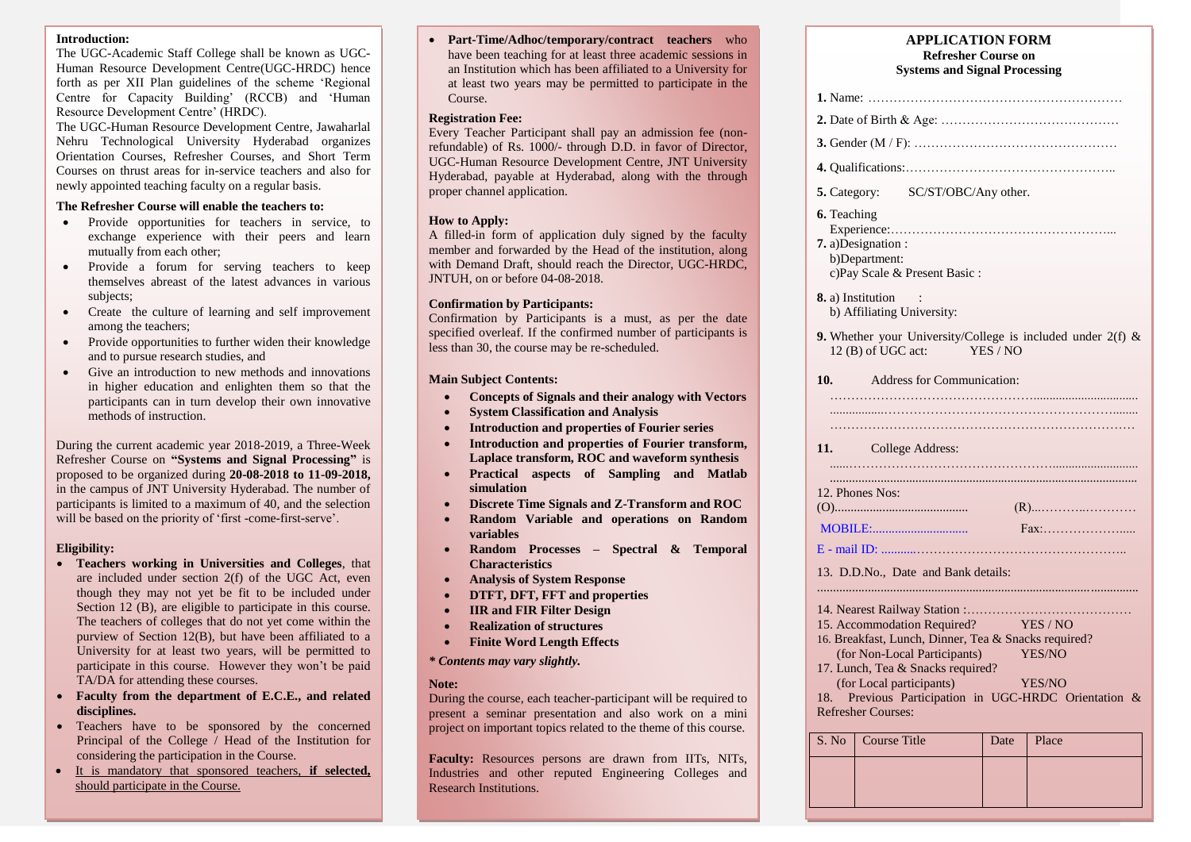**Introduction:**

The UGC-Academic Staff College shall be known as UGC-Human Resource Development Centre(UGC-HRDC) hence forth as per XII Plan guidelines of the scheme 'Regional Centre for Capacity Building' (RCCB) and 'Human Resource Development Centre' (HRDC).

The UGC-Human Resource Development Centre, Jawaharlal Nehru Technological University Hyderabad organizes Orientation Courses, Refresher Courses, and Short Term Courses on thrust areas for in-service teachers and also for newly appointed teaching faculty on a regular basis.

**The Refresher Course will enable the teachers to:**

- Provide opportunities for teachers in service, to exchange experience with their peers and learn mutually from each other;
- Provide a forum for serving teachers to keep themselves abreast of the latest advances in various subjects;
- Create the culture of learning and self improvement among the teachers;
- Provide opportunities to further widen their knowledge and to pursue research studies, and
- Give an introduction to new methods and innovations in higher education and enlighten them so that the participants can in turn develop their own innovative methods of instruction.

During the current academic year 2018-2019, a Three-Week Refresher Course on **"Systems and Signal Processing"** is proposed to be organized during **20-08-2018 to 11-09-2018,** in the campus of JNT University Hyderabad. The number of participants is limited to a maximum of 40, and the selection will be based on the priority of 'first -come-first-serve'.

**Eligibility:**

- **Teachers working in Universities and Colleges**, that are included under section 2(f) of the UGC Act, even though they may not yet be fit to be included under Section 12 (B), are eligible to participate in this course. The teachers of colleges that do not yet come within the purview of Section 12(B), but have been affiliated to a University for at least two years, will be permitted to participate in this course. However they won't be paid TA/DA for attending these courses.
- **Faculty from the department of E.C.E., and related disciplines.**
- Teachers have to be sponsored by the concerned Principal of the College / Head of the Institution for considering the participation in the Course.
- It is mandatory that sponsored teachers, **if selected,** should participate in the Course.
- **Part-Time/Adhoc/temporary/contract teachers** who have been teaching for at least three academic sessions in an Institution which has been affiliated to a University for at least two years may be permitted to participate in the Course.

**Registration Fee:**

Every Teacher Participant shall pay an admission fee (non-refundable) of Rs. 1000/- through D.D. in favor of Director, UGC-Human Resource Development Centre, JNT University Hyderabad, payable at Hyderabad, along with the through proper channel application.

**How to Apply:**

A filled-in form of application duly signed by the faculty member and forwarded by the Head of the institution, along with Demand Draft, should reach the Director, UGC-HRDC, JNTUH, on or before 04-08-2018.

**Confirmation by Participants:**

Confirmation by Participants is a must, as per the date specified overleaf. If the confirmed number of participants is less than 30, the course may be re-scheduled.

**Main Subject Contents:**

- **Concepts of Signals and their analogy with Vectors**
- **System Classification and Analysis**
- **Introduction and properties of Fourier series**
- **Introduction and properties of Fourier transform, Laplace transform, ROC and waveform synthesis**
- **Practical aspects of Sampling and Matlab simulation**
- **Discrete Time Signals and Z-Transform and ROC**
- **Random Variable and operations on Random variables**
- **Random Processes – Spectral & Temporal Characteristics**
- **Analysis of System Response**
- **DTFT, DFT, FFT and properties**
- **IIR and FIR Filter Design**
- **Realization of structures**
- **Finite Word Length Effects**

***\* Contents may vary slightly.***

**Note:**

During the course, each teacher-participant will be required to present a seminar presentation and also work on a mini project on important topics related to the theme of this course.

**Faculty:** Resources persons are drawn from IITs, NITs, Industries and other reputed Engineering Colleges and Research Institutions.

## APPLICATION FORM

### Refresher Course on Systems and Signal Processing

**1.** Name: ……………………………………………………

**2.** Date of Birth & Age: ……………………………………

**3.** Gender (M / F): …………………………………………

**4.** Qualifications:…………………………………………..

**5.** Category: SC/ST/OBC/Any other.

**6.** Teaching Experience:……………………………………………...

**7.** a)Designation :
b)Department:
c)Pay Scale & Present Basic :

**8.** a) Institution :
b) Affiliating University:

**9.** Whether your University/College is included under 2(f) & 12 (B) of UGC act: YES / NO

**10.** Address for Communication:
…………………………………………………………………
…………………………………………………………………
…………………………………………………………………

**11.** College Address:
…………………………………………………………………
…………………………………………………………………

12. Phones Nos:
(O)......................................... (R)..………..…………

MOBILE:.............................. Fax:……………….....

E - mail ID: ...........…………………………………………..

13. D.D.No., Date and Bank details:
…………………………………………………………………

14. Nearest Railway Station :…………………………………

15. Accommodation Required? YES / NO

16. Breakfast, Lunch, Dinner, Tea & Snacks required?
(for Non-Local Participants) YES/NO

17. Lunch, Tea & Snacks required?
(for Local participants) YES/NO

18. Previous Participation in UGC-HRDC Orientation & Refresher Courses:

| S. No | Course Title | Date | Place |
|---|---|---|---|
| | | | |